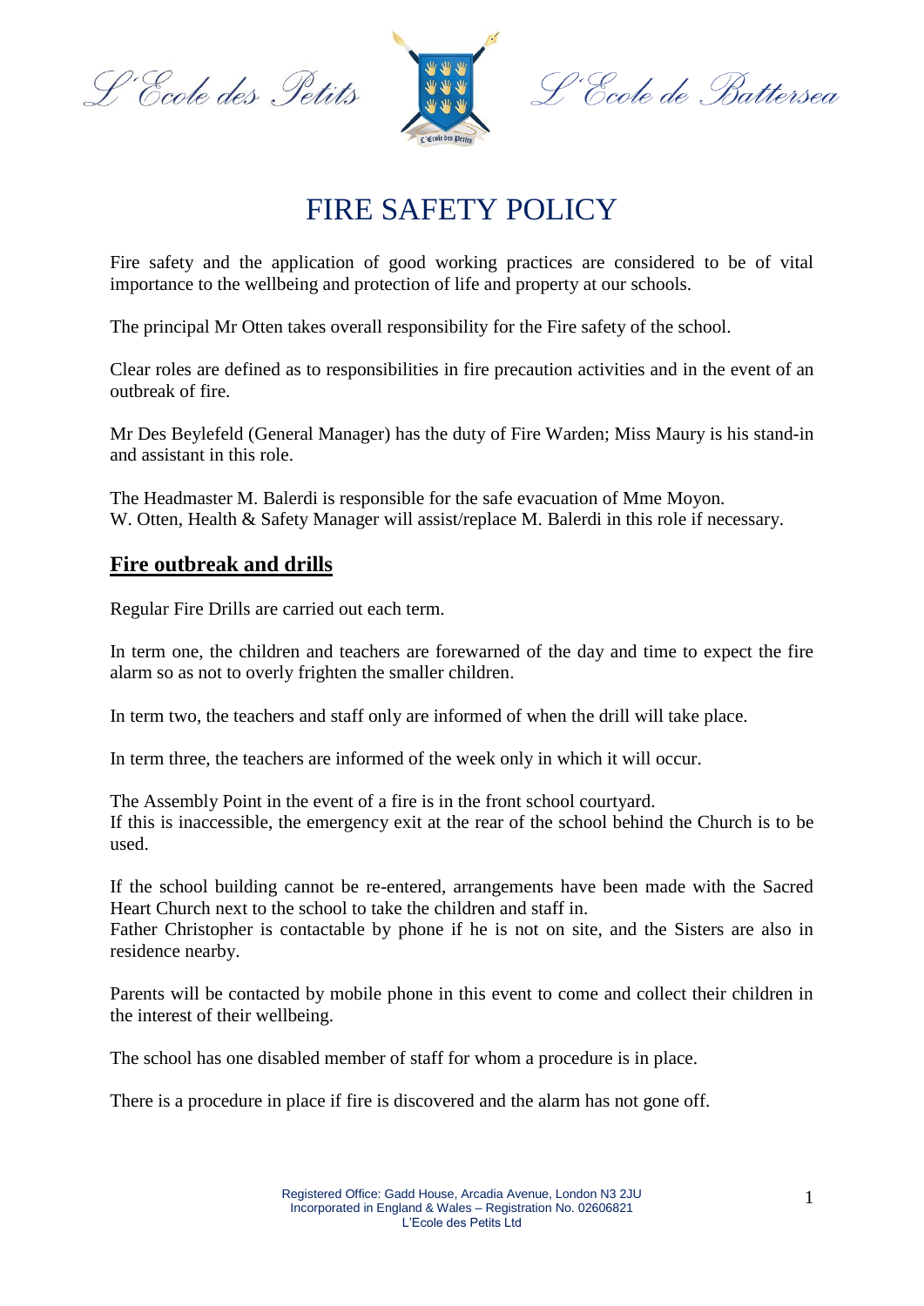L'Ecole des Petits L'Ecole de Battersea

# FIRE SAFETY POLICY

Fire safety and the application of good working practices are considered to be of vital importance to the wellbeing and protection of life and property at our schools.

The principal Mr Otten takes overall responsibility for the Fire safety of the school.

Clear roles are defined as to responsibilities in fire precaution activities and in the event of an outbreak of fire.

Mr Des Beylefeld (General Manager) has the duty of Fire Warden; Miss Maury is his stand-in and assistant in this role.

The Headmaster M. Balerdi is responsible for the safe evacuation of Mme Moyon.
W. Otten, Health & Safety Manager will assist/replace M. Balerdi in this role if necessary.

## Fire outbreak and drills

Regular Fire Drills are carried out each term.

In term one, the children and teachers are forewarned of the day and time to expect the fire alarm so as not to overly frighten the smaller children.

In term two, the teachers and staff only are informed of when the drill will take place.

In term three, the teachers are informed of the week only in which it will occur.

The Assembly Point in the event of a fire is in the front school courtyard.
If this is inaccessible, the emergency exit at the rear of the school behind the Church is to be used.

If the school building cannot be re-entered, arrangements have been made with the Sacred Heart Church next to the school to take the children and staff in.
Father Christopher is contactable by phone if he is not on site, and the Sisters are also in residence nearby.

Parents will be contacted by mobile phone in this event to come and collect their children in the interest of their wellbeing.

The school has one disabled member of staff for whom a procedure is in place.

There is a procedure in place if fire is discovered and the alarm has not gone off.

Registered Office: Gadd House, Arcadia Avenue, London N3 2JU
Incorporated in England & Wales – Registration No. 02606821
L'Ecole des Petits Ltd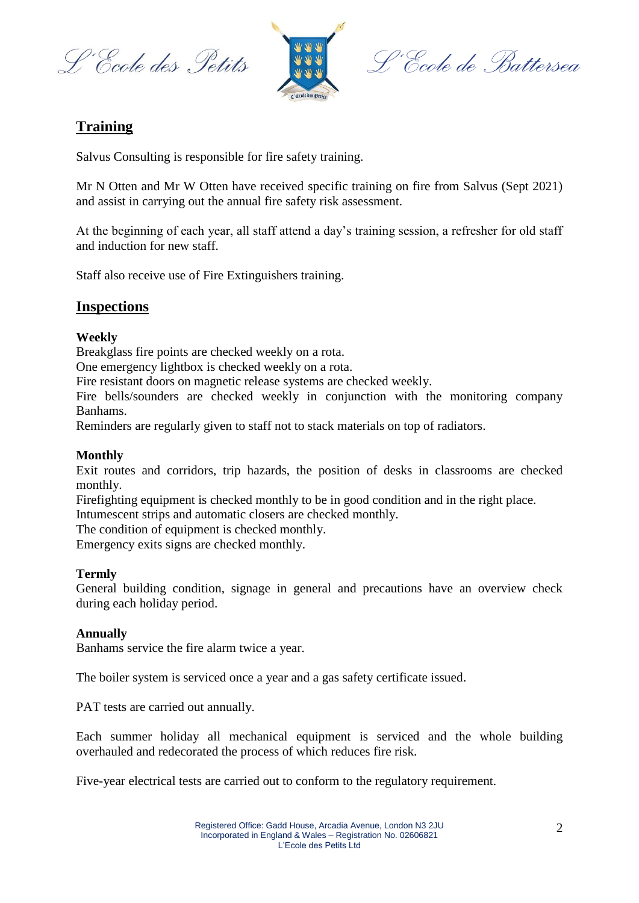## Training

Salvus Consulting is responsible for fire safety training.

Mr N Otten and Mr W Otten have received specific training on fire from Salvus (Sept 2021) and assist in carrying out the annual fire safety risk assessment.

At the beginning of each year, all staff attend a day's training session, a refresher for old staff and induction for new staff.

Staff also receive use of Fire Extinguishers training.

## Inspections

**Weekly**

Breakglass fire points are checked weekly on a rota.
One emergency lightbox is checked weekly on a rota.
Fire resistant doors on magnetic release systems are checked weekly.
Fire bells/sounders are checked weekly in conjunction with the monitoring company Banhams.
Reminders are regularly given to staff not to stack materials on top of radiators.

**Monthly**

Exit routes and corridors, trip hazards, the position of desks in classrooms are checked monthly.
Firefighting equipment is checked monthly to be in good condition and in the right place.
Intumescent strips and automatic closers are checked monthly.
The condition of equipment is checked monthly.
Emergency exits signs are checked monthly.

**Termly**

General building condition, signage in general and precautions have an overview check during each holiday period.

**Annually**

Banhams service the fire alarm twice a year.

The boiler system is serviced once a year and a gas safety certificate issued.

PAT tests are carried out annually.

Each summer holiday all mechanical equipment is serviced and the whole building overhauled and redecorated the process of which reduces fire risk.

Five-year electrical tests are carried out to conform to the regulatory requirement.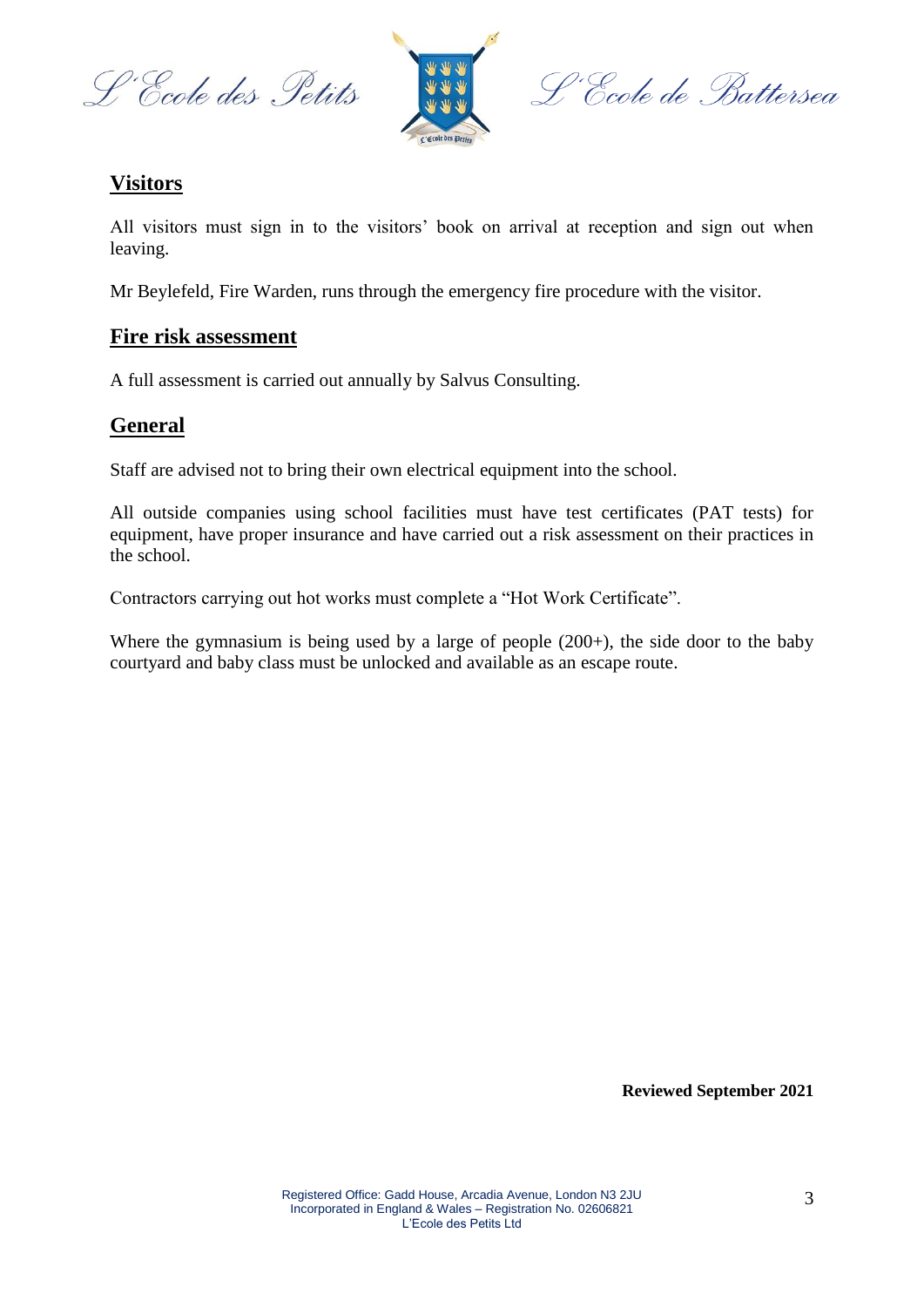## Visitors

All visitors must sign in to the visitors' book on arrival at reception and sign out when leaving.

Mr Beylefeld, Fire Warden, runs through the emergency fire procedure with the visitor.

## Fire risk assessment

A full assessment is carried out annually by Salvus Consulting.

## General

Staff are advised not to bring their own electrical equipment into the school.

All outside companies using school facilities must have test certificates (PAT tests) for equipment, have proper insurance and have carried out a risk assessment on their practices in the school.

Contractors carrying out hot works must complete a "Hot Work Certificate".

Where the gymnasium is being used by a large of people (200+), the side door to the baby courtyard and baby class must be unlocked and available as an escape route.

**Reviewed September 2021**